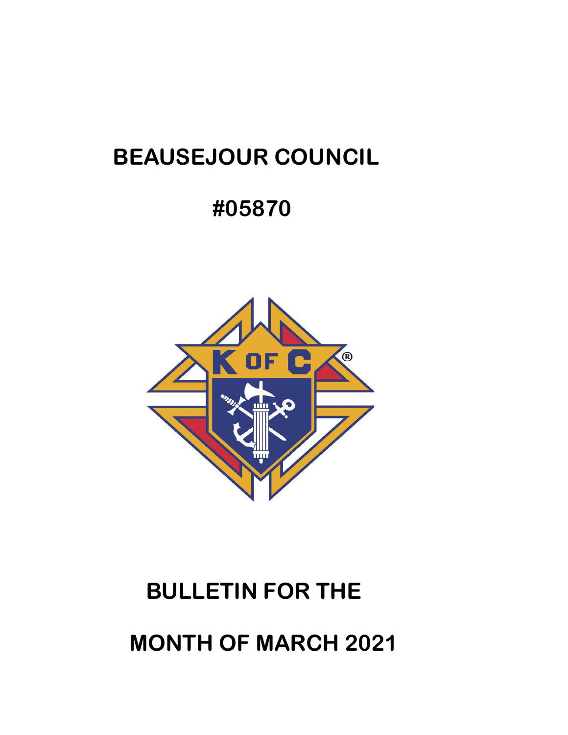# BEAUSEJOUR COUNCIL

# #05870

# BULLETIN FOR THE

# MONTH OF MARCH 2021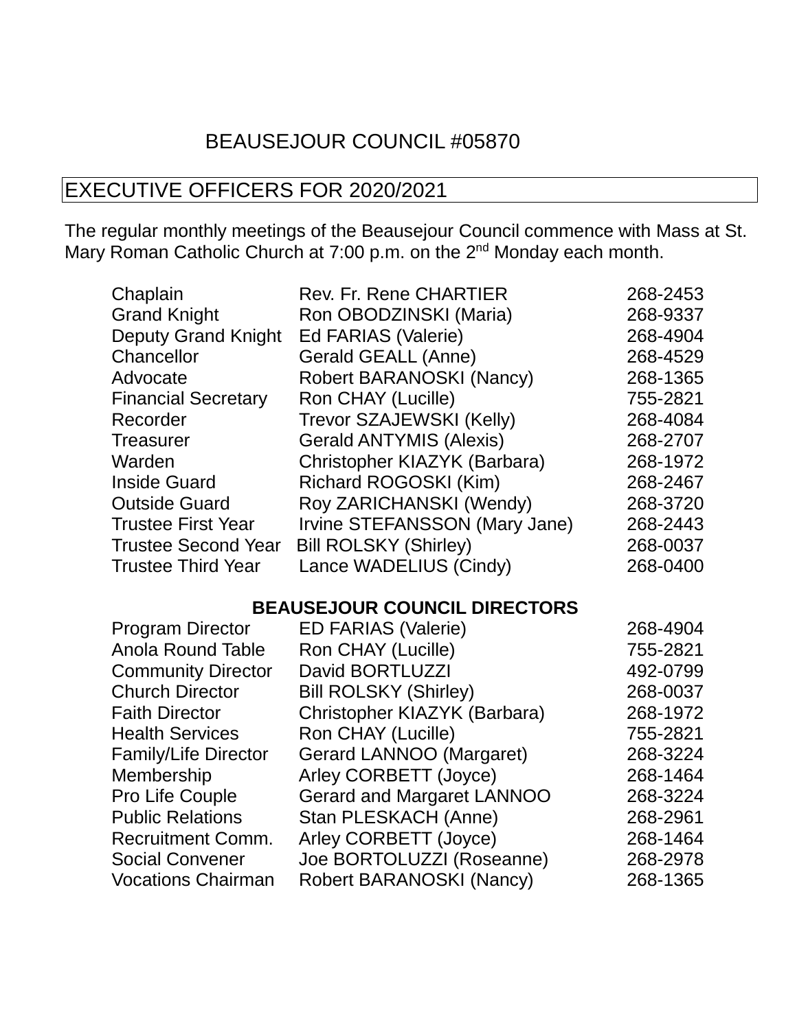# BEAUSEJOUR COUNCIL #05870

## EXECUTIVE OFFICERS FOR 2020/2021

The regular monthly meetings of the Beausejour Council commence with Mass at St. Mary Roman Catholic Church at 7:00 p.m. on the 2nd Monday each month.

| | | |
|---|---|---|
| Chaplain | Rev. Fr. Rene CHARTIER | 268-2453 |
| Grand Knight | Ron OBODZINSKI (Maria) | 268-9337 |
| Deputy Grand Knight | Ed FARIAS (Valerie) | 268-4904 |
| Chancellor | Gerald GEALL (Anne) | 268-4529 |
| Advocate | Robert BARANOSKI (Nancy) | 268-1365 |
| Financial Secretary | Ron CHAY (Lucille) | 755-2821 |
| Recorder | Trevor SZAJEWSKI (Kelly) | 268-4084 |
| Treasurer | Gerald ANTYMIS (Alexis) | 268-2707 |
| Warden | Christopher KIAZYK (Barbara) | 268-1972 |
| Inside Guard | Richard ROGOSKI (Kim) | 268-2467 |
| Outside Guard | Roy ZARICHANSKI (Wendy) | 268-3720 |
| Trustee First Year | Irvine STEFANSSON (Mary Jane) | 268-2443 |
| Trustee Second Year | Bill ROLSKY (Shirley) | 268-0037 |
| Trustee Third Year | Lance WADELIUS (Cindy) | 268-0400 |

**BEAUSEJOUR COUNCIL DIRECTORS**

| | | |
|---|---|---|
| Program Director | ED FARIAS (Valerie) | 268-4904 |
| Anola Round Table | Ron CHAY (Lucille) | 755-2821 |
| Community Director | David BORTLUZZI | 492-0799 |
| Church Director | Bill ROLSKY (Shirley) | 268-0037 |
| Faith Director | Christopher KIAZYK (Barbara) | 268-1972 |
| Health Services | Ron CHAY (Lucille) | 755-2821 |
| Family/Life Director | Gerard LANNOO (Margaret) | 268-3224 |
| Membership | Arley CORBETT (Joyce) | 268-1464 |
| Pro Life Couple | Gerard and Margaret LANNOO | 268-3224 |
| Public Relations | Stan PLESKACH (Anne) | 268-2961 |
| Recruitment Comm. | Arley CORBETT (Joyce) | 268-1464 |
| Social Convener | Joe BORTOLUZZI (Roseanne) | 268-2978 |
| Vocations Chairman | Robert BARANOSKI (Nancy) | 268-1365 |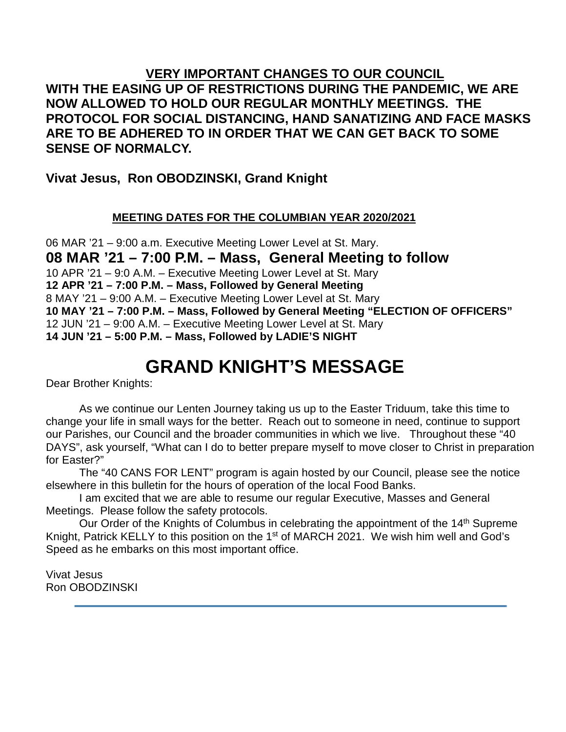## VERY IMPORTANT CHANGES TO OUR COUNCIL

**WITH THE EASING UP OF RESTRICTIONS DURING THE PANDEMIC, WE ARE NOW ALLOWED TO HOLD OUR REGULAR MONTHLY MEETINGS. THE PROTOCOL FOR SOCIAL DISTANCING, HAND SANATIZING AND FACE MASKS ARE TO BE ADHERED TO IN ORDER THAT WE CAN GET BACK TO SOME SENSE OF NORMALCY.**

**Vivat Jesus, Ron OBODZINSKI, Grand Knight**

### MEETING DATES FOR THE COLUMBIAN YEAR 2020/2021

06 MAR '21 – 9:00 a.m. Executive Meeting Lower Level at St. Mary.

**08 MAR '21 – 7:00 P.M. – Mass, General Meeting to follow**

10 APR '21 – 9:0 A.M. – Executive Meeting Lower Level at St. Mary

**12 APR '21 – 7:00 P.M. – Mass, Followed by General Meeting**

8 MAY '21 – 9:00 A.M. – Executive Meeting Lower Level at St. Mary

**10 MAY '21 – 7:00 P.M. – Mass, Followed by General Meeting "ELECTION OF OFFICERS"**

12 JUN '21 – 9:00 A.M. – Executive Meeting Lower Level at St. Mary

**14 JUN '21 – 5:00 P.M. – Mass, Followed by LADIE'S NIGHT**

# GRAND KNIGHT'S MESSAGE

Dear Brother Knights:

As we continue our Lenten Journey taking us up to the Easter Triduum, take this time to change your life in small ways for the better. Reach out to someone in need, continue to support our Parishes, our Council and the broader communities in which we live. Throughout these "40 DAYS", ask yourself, "What can I do to better prepare myself to move closer to Christ in preparation for Easter?"

The "40 CANS FOR LENT" program is again hosted by our Council, please see the notice elsewhere in this bulletin for the hours of operation of the local Food Banks.

I am excited that we are able to resume our regular Executive, Masses and General Meetings. Please follow the safety protocols.

Our Order of the Knights of Columbus in celebrating the appointment of the 14th Supreme Knight, Patrick KELLY to this position on the 1st of MARCH 2021. We wish him well and God's Speed as he embarks on this most important office.

Vivat Jesus  
Ron OBODZINSKI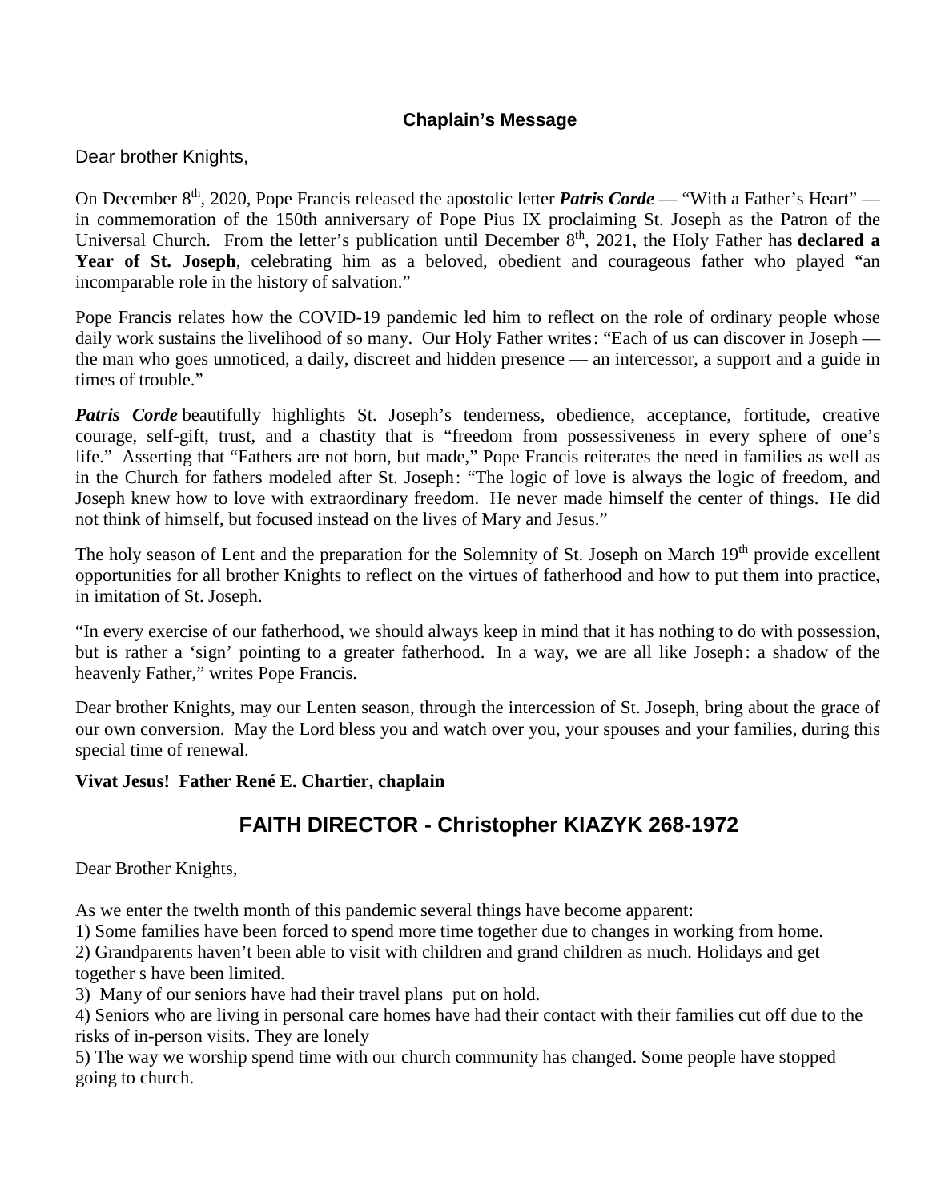## Chaplain's Message

Dear brother Knights,

On December 8th, 2020, Pope Francis released the apostolic letter ***Patris Corde*** — "With a Father's Heart" — in commemoration of the 150th anniversary of Pope Pius IX proclaiming St. Joseph as the Patron of the Universal Church. From the letter's publication until December 8th, 2021, the Holy Father has **declared a Year of St. Joseph**, celebrating him as a beloved, obedient and courageous father who played "an incomparable role in the history of salvation."

Pope Francis relates how the COVID-19 pandemic led him to reflect on the role of ordinary people whose daily work sustains the livelihood of so many. Our Holy Father writes: "Each of us can discover in Joseph — the man who goes unnoticed, a daily, discreet and hidden presence — an intercessor, a support and a guide in times of trouble."

***Patris Corde*** beautifully highlights St. Joseph's tenderness, obedience, acceptance, fortitude, creative courage, self-gift, trust, and a chastity that is "freedom from possessiveness in every sphere of one's life." Asserting that "Fathers are not born, but made," Pope Francis reiterates the need in families as well as in the Church for fathers modeled after St. Joseph: "The logic of love is always the logic of freedom, and Joseph knew how to love with extraordinary freedom. He never made himself the center of things. He did not think of himself, but focused instead on the lives of Mary and Jesus."

The holy season of Lent and the preparation for the Solemnity of St. Joseph on March 19th provide excellent opportunities for all brother Knights to reflect on the virtues of fatherhood and how to put them into practice, in imitation of St. Joseph.

"In every exercise of our fatherhood, we should always keep in mind that it has nothing to do with possession, but is rather a 'sign' pointing to a greater fatherhood. In a way, we are all like Joseph: a shadow of the heavenly Father," writes Pope Francis.

Dear brother Knights, may our Lenten season, through the intercession of St. Joseph, bring about the grace of our own conversion. May the Lord bless you and watch over you, your spouses and your families, during this special time of renewal.

**Vivat Jesus! Father René E. Chartier, chaplain**

## FAITH DIRECTOR - Christopher KIAZYK 268-1972

Dear Brother Knights,

As we enter the twelth month of this pandemic several things have become apparent:

1) Some families have been forced to spend more time together due to changes in working from home.
2) Grandparents haven't been able to visit with children and grand children as much. Holidays and get together s have been limited.
3) Many of our seniors have had their travel plans put on hold.
4) Seniors who are living in personal care homes have had their contact with their families cut off due to the risks of in-person visits. They are lonely
5) The way we worship spend time with our church community has changed. Some people have stopped going to church.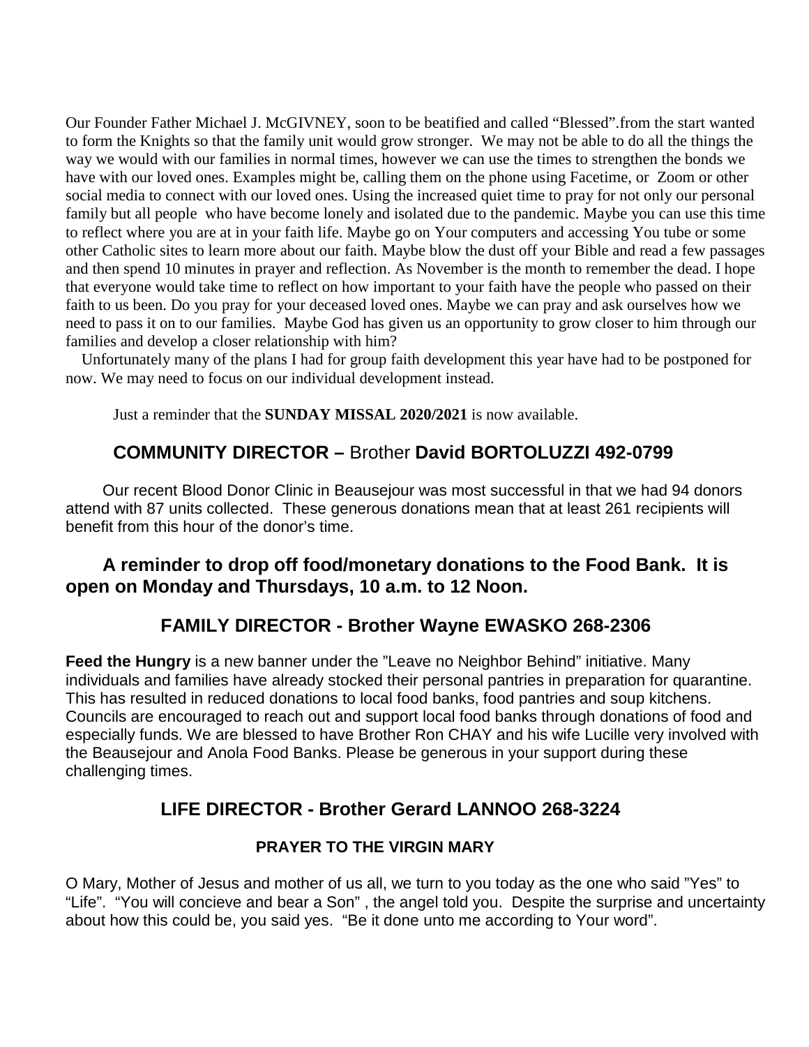Our Founder Father Michael J. McGIVNEY, soon to be beatified and called "Blessed".from the start wanted to form the Knights so that the family unit would grow stronger. We may not be able to do all the things the way we would with our families in normal times, however we can use the times to strengthen the bonds we have with our loved ones. Examples might be, calling them on the phone using Facetime, or Zoom or other social media to connect with our loved ones. Using the increased quiet time to pray for not only our personal family but all people who have become lonely and isolated due to the pandemic. Maybe you can use this time to reflect where you are at in your faith life. Maybe go on Your computers and accessing You tube or some other Catholic sites to learn more about our faith. Maybe blow the dust off your Bible and read a few passages and then spend 10 minutes in prayer and reflection. As November is the month to remember the dead. I hope that everyone would take time to reflect on how important to your faith have the people who passed on their faith to us been. Do you pray for your deceased loved ones. Maybe we can pray and ask ourselves how we need to pass it on to our families. Maybe God has given us an opportunity to grow closer to him through our families and develop a closer relationship with him?

Unfortunately many of the plans I had for group faith development this year have had to be postponed for now. We may need to focus on our individual development instead.

Just a reminder that the **SUNDAY MISSAL 2020/2021** is now available.

## COMMUNITY DIRECTOR – Brother David BORTOLUZZI 492-0799

Our recent Blood Donor Clinic in Beausejour was most successful in that we had 94 donors attend with 87 units collected. These generous donations mean that at least 261 recipients will benefit from this hour of the donor's time.

**A reminder to drop off food/monetary donations to the Food Bank. It is open on Monday and Thursdays, 10 a.m. to 12 Noon.**

## FAMILY DIRECTOR - Brother Wayne EWASKO 268-2306

**Feed the Hungry** is a new banner under the "Leave no Neighbor Behind" initiative. Many individuals and families have already stocked their personal pantries in preparation for quarantine. This has resulted in reduced donations to local food banks, food pantries and soup kitchens. Councils are encouraged to reach out and support local food banks through donations of food and especially funds. We are blessed to have Brother Ron CHAY and his wife Lucille very involved with the Beausejour and Anola Food Banks. Please be generous in your support during these challenging times.

## LIFE DIRECTOR - Brother Gerard LANNOO 268-3224

### PRAYER TO THE VIRGIN MARY

O Mary, Mother of Jesus and mother of us all, we turn to you today as the one who said "Yes" to "Life". "You will concieve and bear a Son" , the angel told you. Despite the surprise and uncertainty about how this could be, you said yes. "Be it done unto me according to Your word".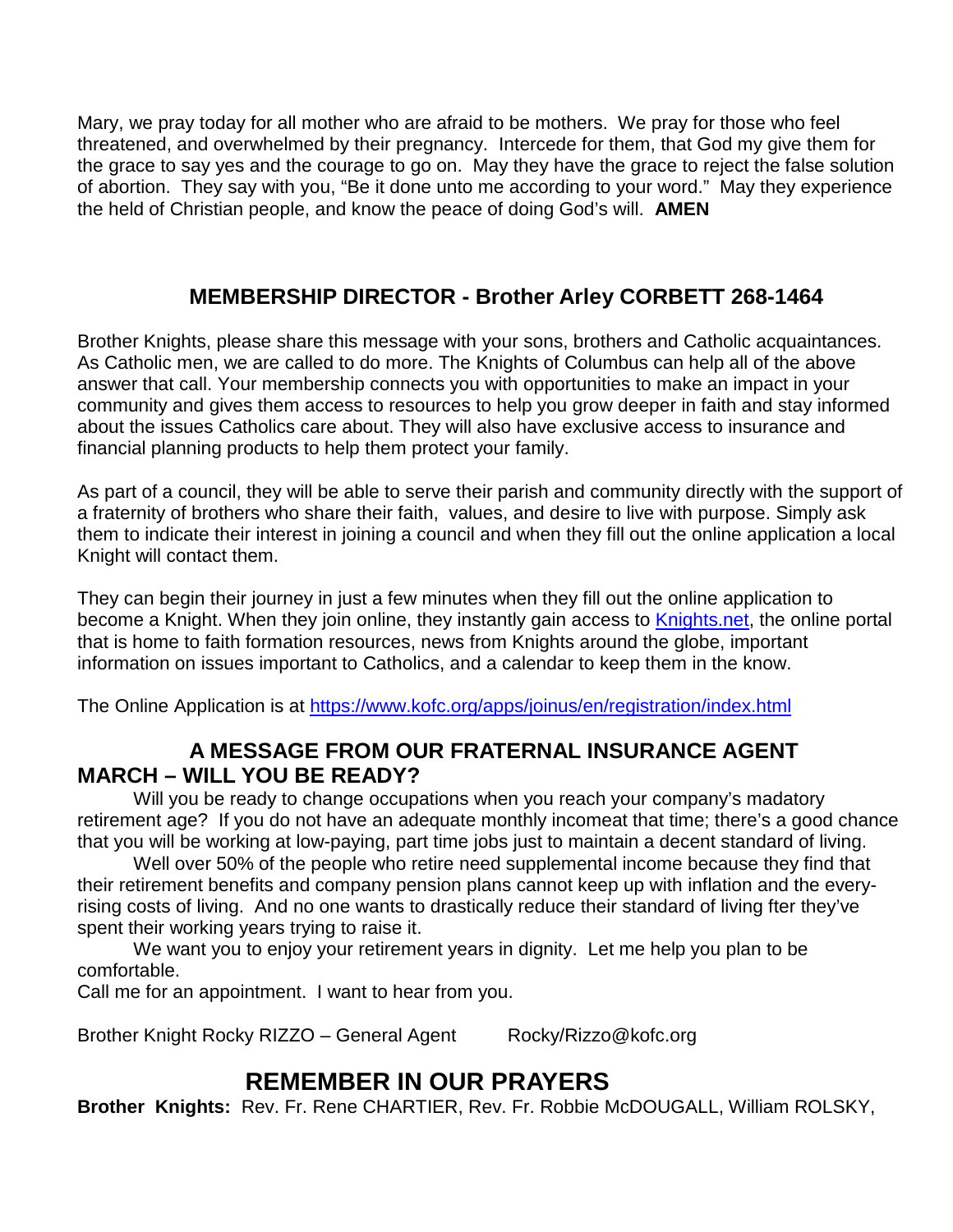Mary, we pray today for all mother who are afraid to be mothers. We pray for those who feel threatened, and overwhelmed by their pregnancy. Intercede for them, that God my give them for the grace to say yes and the courage to go on. May they have the grace to reject the false solution of abortion. They say with you, "Be it done unto me according to your word." May they experience the held of Christian people, and know the peace of doing God's will. **AMEN**

## MEMBERSHIP DIRECTOR - Brother Arley CORBETT 268-1464

Brother Knights, please share this message with your sons, brothers and Catholic acquaintances. As Catholic men, we are called to do more. The Knights of Columbus can help all of the above answer that call. Your membership connects you with opportunities to make an impact in your community and gives them access to resources to help you grow deeper in faith and stay informed about the issues Catholics care about. They will also have exclusive access to insurance and financial planning products to help them protect your family.

As part of a council, they will be able to serve their parish and community directly with the support of a fraternity of brothers who share their faith, values, and desire to live with purpose. Simply ask them to indicate their interest in joining a council and when they fill out the online application a local Knight will contact them.

They can begin their journey in just a few minutes when they fill out the online application to become a Knight. When they join online, they instantly gain access to Knights.net, the online portal that is home to faith formation resources, news from Knights around the globe, important information on issues important to Catholics, and a calendar to keep them in the know.

The Online Application is at https://www.kofc.org/apps/joinus/en/registration/index.html

## A MESSAGE FROM OUR FRATERNAL INSURANCE AGENT

**MARCH – WILL YOU BE READY?**

Will you be ready to change occupations when you reach your company's madatory retirement age? If you do not have an adequate monthly incomeat that time; there's a good chance that you will be working at low-paying, part time jobs just to maintain a decent standard of living.

Well over 50% of the people who retire need supplemental income because they find that their retirement benefits and company pension plans cannot keep up with inflation and the every-rising costs of living. And no one wants to drastically reduce their standard of living fter they've spent their working years trying to raise it.

We want you to enjoy your retirement years in dignity. Let me help you plan to be comfortable.

Call me for an appointment. I want to hear from you.

Brother Knight Rocky RIZZO – General Agent Rocky/Rizzo@kofc.org

## REMEMBER IN OUR PRAYERS

**Brother Knights:** Rev. Fr. Rene CHARTIER, Rev. Fr. Robbie McDOUGALL, William ROLSKY,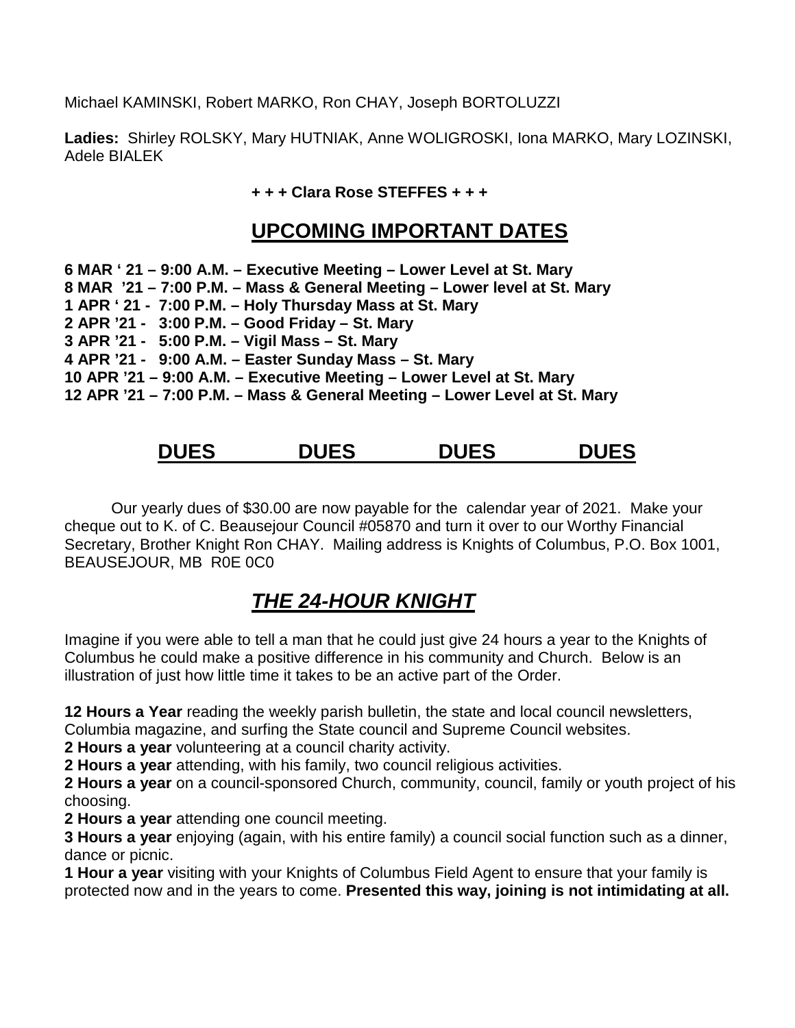Michael KAMINSKI, Robert MARKO, Ron CHAY, Joseph BORTOLUZZI

**Ladies:** Shirley ROLSKY, Mary HUTNIAK, Anne WOLIGROSKI, Iona MARKO, Mary LOZINSKI, Adele BIALEK

**+ + + Clara Rose STEFFES + + +**

## UPCOMING IMPORTANT DATES

**6 MAR ' 21 – 9:00 A.M. – Executive Meeting – Lower Level at St. Mary**
**8 MAR '21 – 7:00 P.M. – Mass & General Meeting – Lower level at St. Mary**
**1 APR ' 21 - 7:00 P.M. – Holy Thursday Mass at St. Mary**
**2 APR '21 - 3:00 P.M. – Good Friday – St. Mary**
**3 APR '21 - 5:00 P.M. – Vigil Mass – St. Mary**
**4 APR '21 - 9:00 A.M. – Easter Sunday Mass – St. Mary**
**10 APR '21 – 9:00 A.M. – Executive Meeting – Lower Level at St. Mary**
**12 APR '21 – 7:00 P.M. – Mass & General Meeting – Lower Level at St. Mary**

## DUES DUES DUES DUES

Our yearly dues of $30.00 are now payable for the calendar year of 2021. Make your cheque out to K. of C. Beausejour Council #05870 and turn it over to our Worthy Financial Secretary, Brother Knight Ron CHAY. Mailing address is Knights of Columbus, P.O. Box 1001, BEAUSEJOUR, MB R0E 0C0

## *THE 24-HOUR KNIGHT*

Imagine if you were able to tell a man that he could just give 24 hours a year to the Knights of Columbus he could make a positive difference in his community and Church. Below is an illustration of just how little time it takes to be an active part of the Order.

**12 Hours a Year** reading the weekly parish bulletin, the state and local council newsletters, Columbia magazine, and surfing the State council and Supreme Council websites.
**2 Hours a year** volunteering at a council charity activity.
**2 Hours a year** attending, with his family, two council religious activities.
**2 Hours a year** on a council-sponsored Church, community, council, family or youth project of his choosing.
**2 Hours a year** attending one council meeting.
**3 Hours a year** enjoying (again, with his entire family) a council social function such as a dinner, dance or picnic.
**1 Hour a year** visiting with your Knights of Columbus Field Agent to ensure that your family is protected now and in the years to come. **Presented this way, joining is not intimidating at all.**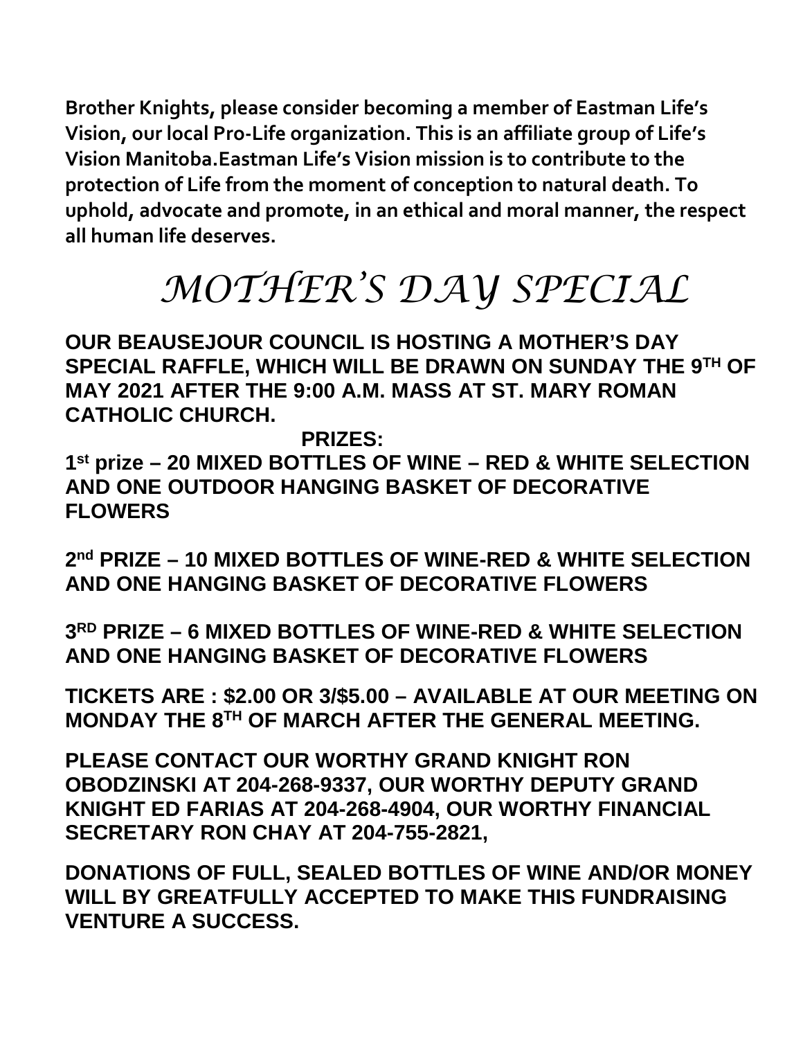**Brother Knights, please consider becoming a member of Eastman Life's Vision, our local Pro-Life organization. This is an affiliate group of Life's Vision Manitoba.Eastman Life's Vision mission is to contribute to the protection of Life from the moment of conception to natural death. To uphold, advocate and promote, in an ethical and moral manner, the respect all human life deserves.**

# *MOTHER'S DAY SPECIAL*

**OUR BEAUSEJOUR COUNCIL IS HOSTING A MOTHER'S DAY SPECIAL RAFFLE, WHICH WILL BE DRAWN ON SUNDAY THE 9TH OF MAY 2021 AFTER THE 9:00 A.M. MASS AT ST. MARY ROMAN CATHOLIC CHURCH.**

**PRIZES:**

**1st prize – 20 MIXED BOTTLES OF WINE – RED & WHITE SELECTION AND ONE OUTDOOR HANGING BASKET OF DECORATIVE FLOWERS**

**2nd PRIZE – 10 MIXED BOTTLES OF WINE-RED & WHITE SELECTION AND ONE HANGING BASKET OF DECORATIVE FLOWERS**

**3RD PRIZE – 6 MIXED BOTTLES OF WINE-RED & WHITE SELECTION AND ONE HANGING BASKET OF DECORATIVE FLOWERS**

**TICKETS ARE : $2.00 OR 3/$5.00 – AVAILABLE AT OUR MEETING ON MONDAY THE 8TH OF MARCH AFTER THE GENERAL MEETING.**

**PLEASE CONTACT OUR WORTHY GRAND KNIGHT RON OBODZINSKI AT 204-268-9337, OUR WORTHY DEPUTY GRAND KNIGHT ED FARIAS AT 204-268-4904, OUR WORTHY FINANCIAL SECRETARY RON CHAY AT 204-755-2821,**

**DONATIONS OF FULL, SEALED BOTTLES OF WINE AND/OR MONEY WILL BY GREATFULLY ACCEPTED TO MAKE THIS FUNDRAISING VENTURE A SUCCESS.**